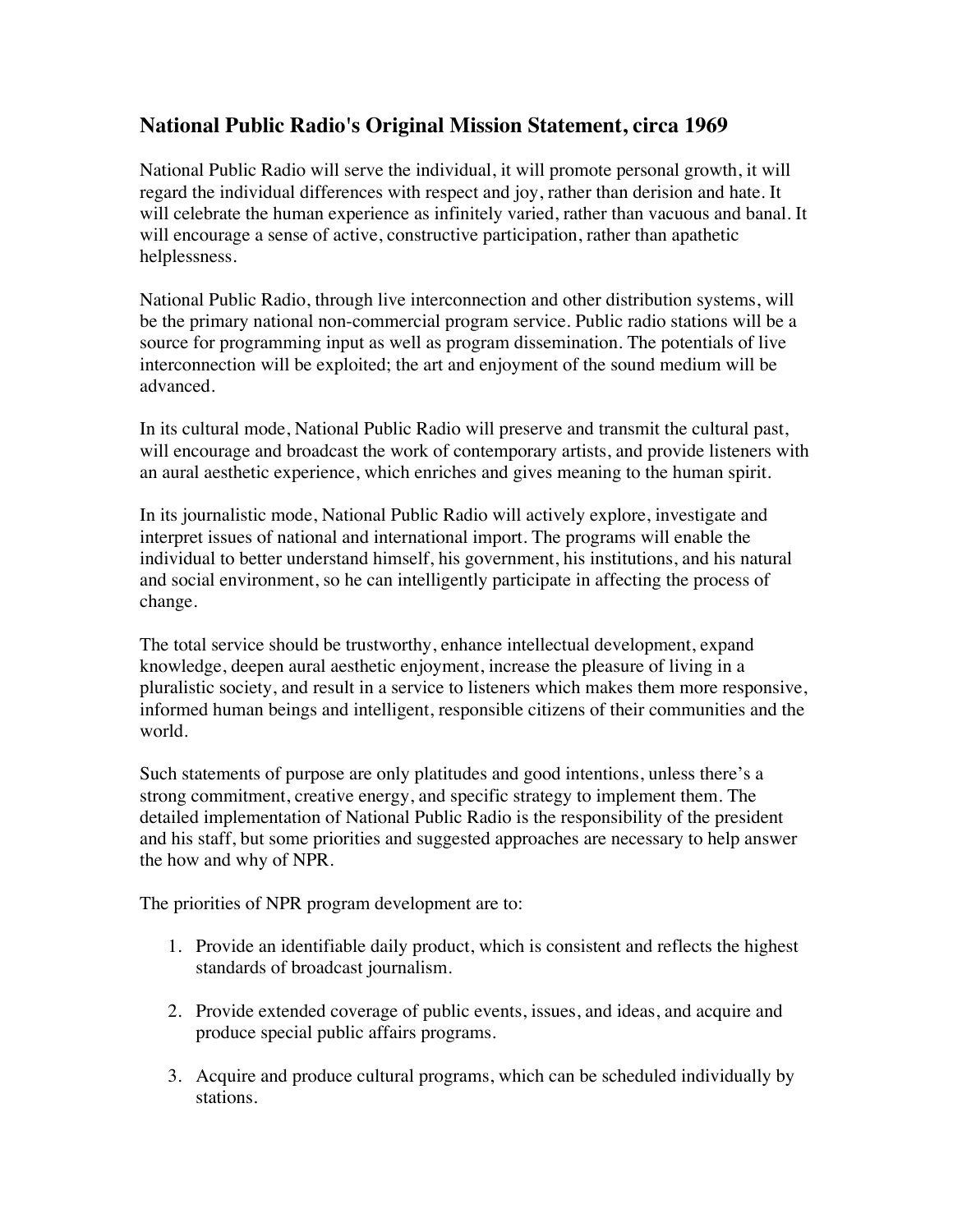## National Public Radio's Original Mission Statement, circa 1969

National Public Radio will serve the individual, it will promote personal growth, it will regard the individual differences with respect and joy, rather than derision and hate. It will celebrate the human experience as infinitely varied, rather than vacuous and banal. It will encourage a sense of active, constructive participation, rather than apathetic helplessness.

National Public Radio, through live interconnection and other distribution systems, will be the primary national non-commercial program service. Public radio stations will be a source for programming input as well as program dissemination. The potentials of live interconnection will be exploited; the art and enjoyment of the sound medium will be advanced.

In its cultural mode, National Public Radio will preserve and transmit the cultural past, will encourage and broadcast the work of contemporary artists, and provide listeners with an aural aesthetic experience, which enriches and gives meaning to the human spirit.

In its journalistic mode, National Public Radio will actively explore, investigate and interpret issues of national and international import. The programs will enable the individual to better understand himself, his government, his institutions, and his natural and social environment, so he can intelligently participate in affecting the process of change.

The total service should be trustworthy, enhance intellectual development, expand knowledge, deepen aural aesthetic enjoyment, increase the pleasure of living in a pluralistic society, and result in a service to listeners which makes them more responsive, informed human beings and intelligent, responsible citizens of their communities and the world.

Such statements of purpose are only platitudes and good intentions, unless there's a strong commitment, creative energy, and specific strategy to implement them. The detailed implementation of National Public Radio is the responsibility of the president and his staff, but some priorities and suggested approaches are necessary to help answer the how and why of NPR.

The priorities of NPR program development are to:

1. Provide an identifiable daily product, which is consistent and reflects the highest standards of broadcast journalism.

2. Provide extended coverage of public events, issues, and ideas, and acquire and produce special public affairs programs.

3. Acquire and produce cultural programs, which can be scheduled individually by stations.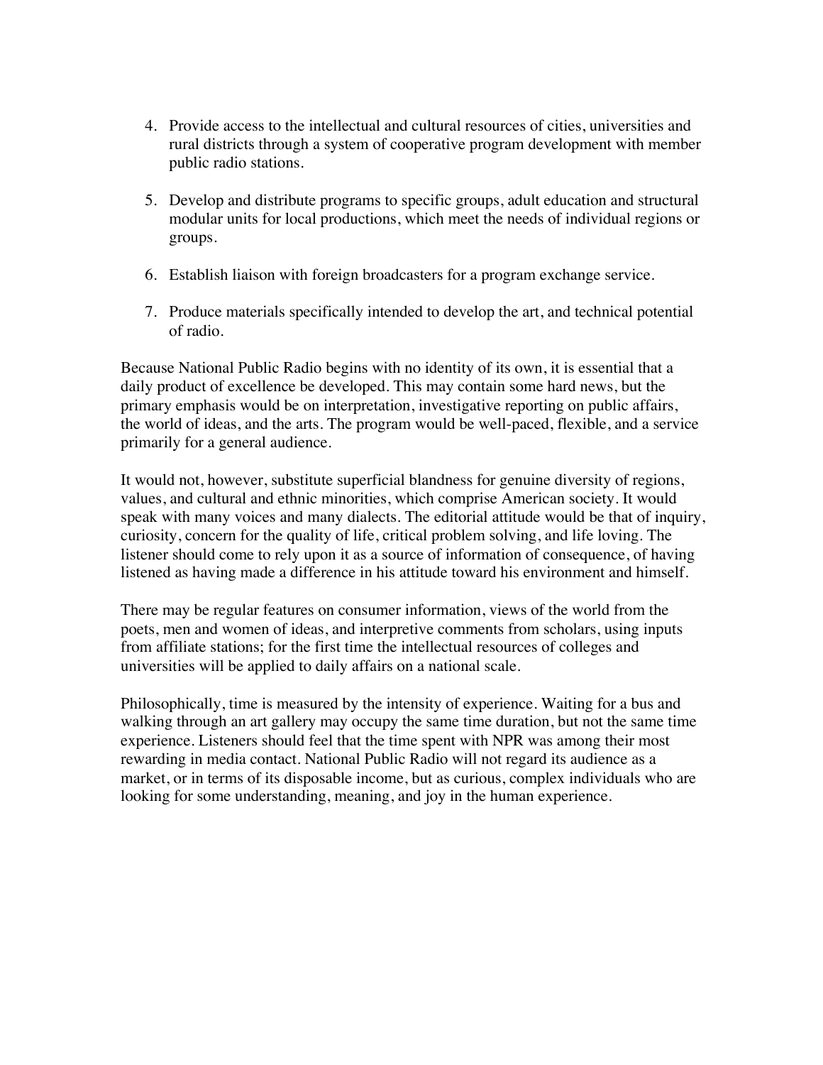4. Provide access to the intellectual and cultural resources of cities, universities and rural districts through a system of cooperative program development with member public radio stations.

5. Develop and distribute programs to specific groups, adult education and structural modular units for local productions, which meet the needs of individual regions or groups.

6. Establish liaison with foreign broadcasters for a program exchange service.

7. Produce materials specifically intended to develop the art, and technical potential of radio.

Because National Public Radio begins with no identity of its own, it is essential that a daily product of excellence be developed. This may contain some hard news, but the primary emphasis would be on interpretation, investigative reporting on public affairs, the world of ideas, and the arts. The program would be well-paced, flexible, and a service primarily for a general audience.

It would not, however, substitute superficial blandness for genuine diversity of regions, values, and cultural and ethnic minorities, which comprise American society. It would speak with many voices and many dialects. The editorial attitude would be that of inquiry, curiosity, concern for the quality of life, critical problem solving, and life loving. The listener should come to rely upon it as a source of information of consequence, of having listened as having made a difference in his attitude toward his environment and himself.

There may be regular features on consumer information, views of the world from the poets, men and women of ideas, and interpretive comments from scholars, using inputs from affiliate stations; for the first time the intellectual resources of colleges and universities will be applied to daily affairs on a national scale.

Philosophically, time is measured by the intensity of experience. Waiting for a bus and walking through an art gallery may occupy the same time duration, but not the same time experience. Listeners should feel that the time spent with NPR was among their most rewarding in media contact. National Public Radio will not regard its audience as a market, or in terms of its disposable income, but as curious, complex individuals who are looking for some understanding, meaning, and joy in the human experience.